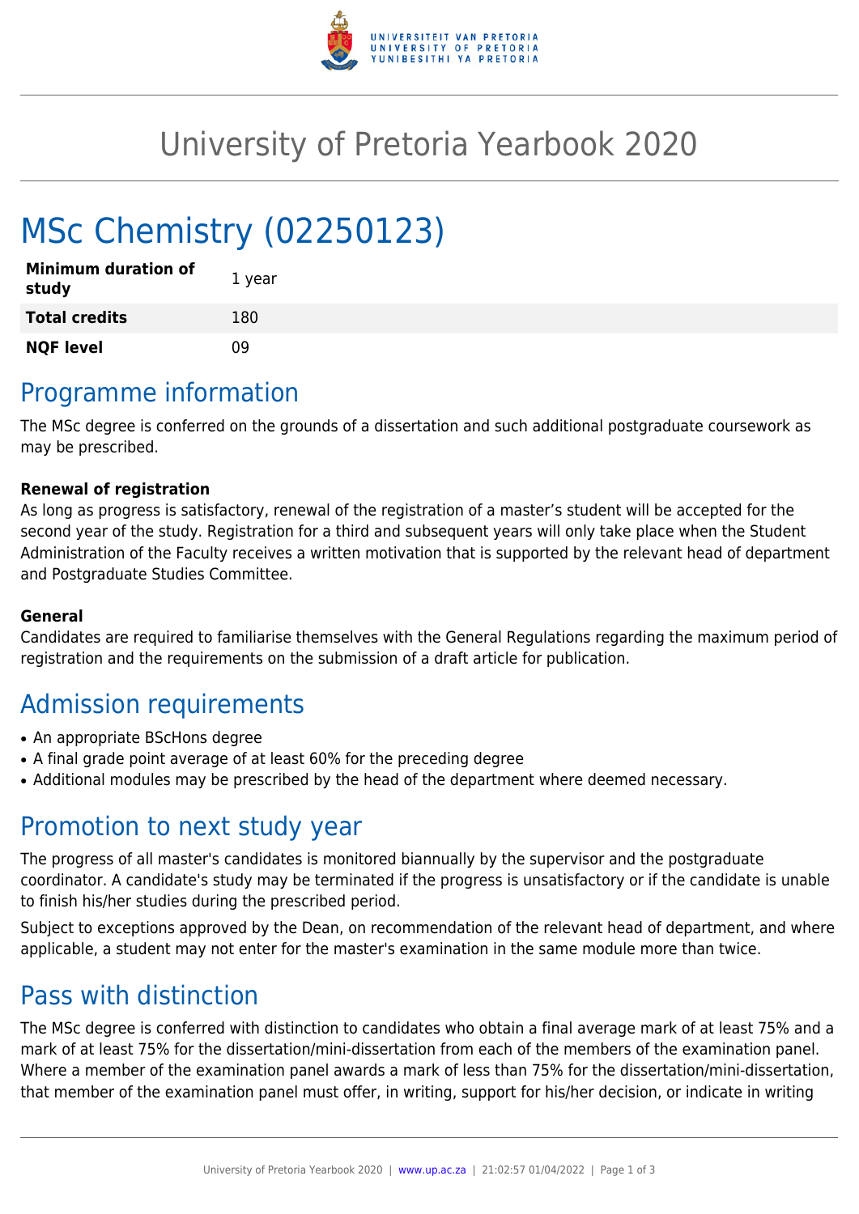# University of Pretoria Yearbook 2020

# MSc Chemistry (02250123)

| | |
|---|---|
| **Minimum duration of study** | 1 year |
| **Total credits** | 180 |
| **NQF level** | 09 |

## Programme information

The MSc degree is conferred on the grounds of a dissertation and such additional postgraduate coursework as may be prescribed.

**Renewal of registration**

As long as progress is satisfactory, renewal of the registration of a master's student will be accepted for the second year of the study. Registration for a third and subsequent years will only take place when the Student Administration of the Faculty receives a written motivation that is supported by the relevant head of department and Postgraduate Studies Committee.

**General**

Candidates are required to familiarise themselves with the General Regulations regarding the maximum period of registration and the requirements on the submission of a draft article for publication.

## Admission requirements

- An appropriate BScHons degree
- A final grade point average of at least 60% for the preceding degree
- Additional modules may be prescribed by the head of the department where deemed necessary.

## Promotion to next study year

The progress of all master's candidates is monitored biannually by the supervisor and the postgraduate coordinator. A candidate's study may be terminated if the progress is unsatisfactory or if the candidate is unable to finish his/her studies during the prescribed period.

Subject to exceptions approved by the Dean, on recommendation of the relevant head of department, and where applicable, a student may not enter for the master's examination in the same module more than twice.

## Pass with distinction

The MSc degree is conferred with distinction to candidates who obtain a final average mark of at least 75% and a mark of at least 75% for the dissertation/mini-dissertation from each of the members of the examination panel. Where a member of the examination panel awards a mark of less than 75% for the dissertation/mini-dissertation, that member of the examination panel must offer, in writing, support for his/her decision, or indicate in writing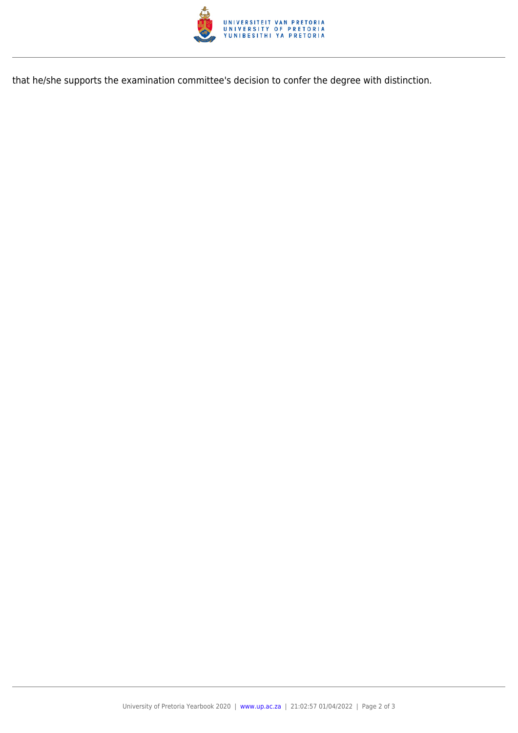that he/she supports the examination committee's decision to confer the degree with distinction.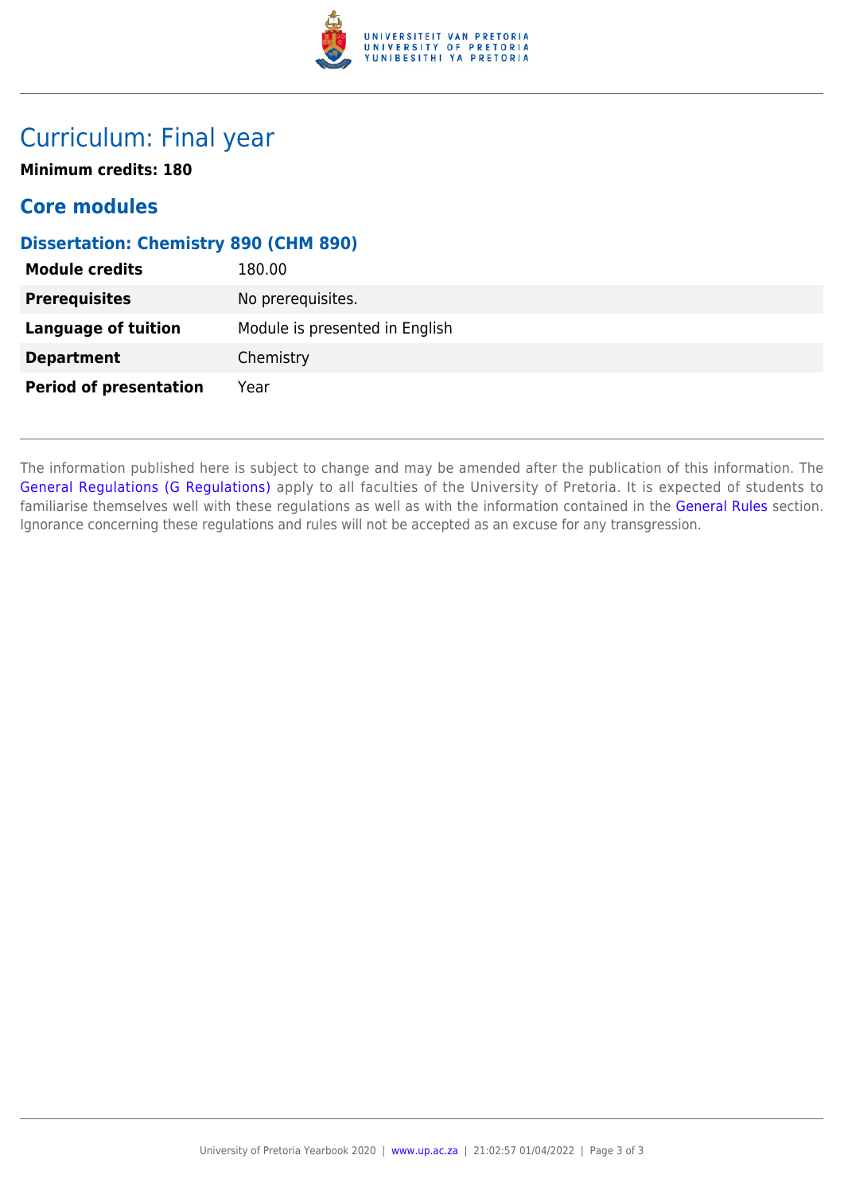# Curriculum: Final year

**Minimum credits: 180**

## Core modules

### Dissertation: Chemistry 890 (CHM 890)

| | |
|---|---|
| **Module credits** | 180.00 |
| **Prerequisites** | No prerequisites. |
| **Language of tuition** | Module is presented in English |
| **Department** | Chemistry |
| **Period of presentation** | Year |

The information published here is subject to change and may be amended after the publication of this information. The General Regulations (G Regulations) apply to all faculties of the University of Pretoria. It is expected of students to familiarise themselves well with these regulations as well as with the information contained in the General Rules section. Ignorance concerning these regulations and rules will not be accepted as an excuse for any transgression.